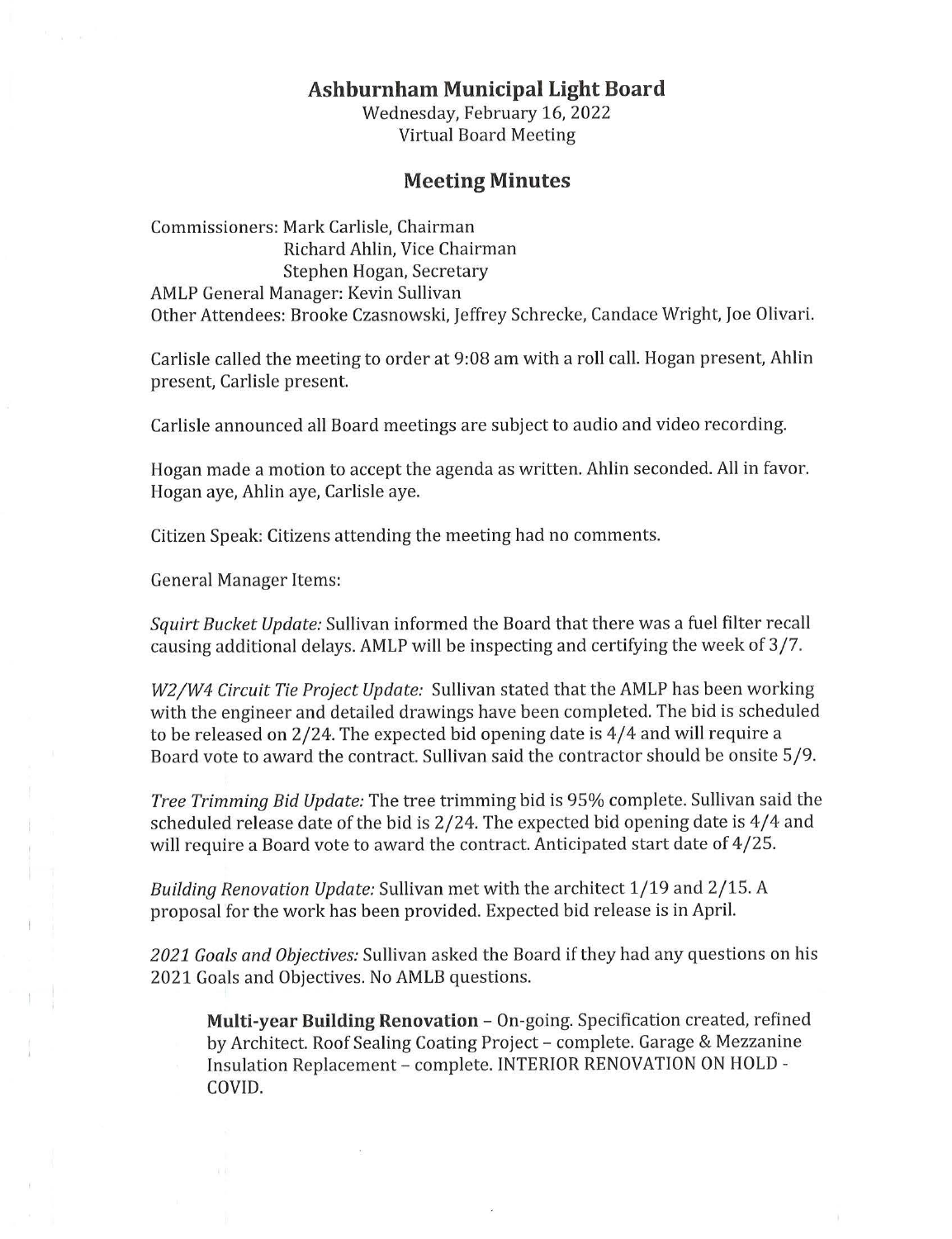# Ashburnham Municipal Light Board

Wednesday, February 16, 2022
Virtual Board Meeting

## Meeting Minutes

Commissioners: Mark Carlisle, Chairman
Richard Ahlin, Vice Chairman
Stephen Hogan, Secretary
AMLP General Manager: Kevin Sullivan
Other Attendees: Brooke Czasnowski, Jeffrey Schrecke, Candace Wright, Joe Olivari.

Carlisle called the meeting to order at 9:08 am with a roll call. Hogan present, Ahlin present, Carlisle present.

Carlisle announced all Board meetings are subject to audio and video recording.

Hogan made a motion to accept the agenda as written. Ahlin seconded. All in favor. Hogan aye, Ahlin aye, Carlisle aye.

Citizen Speak: Citizens attending the meeting had no comments.

General Manager Items:

*Squirt Bucket Update:* Sullivan informed the Board that there was a fuel filter recall causing additional delays. AMLP will be inspecting and certifying the week of 3/7.

*W2/W4 Circuit Tie Project Update:* Sullivan stated that the AMLP has been working with the engineer and detailed drawings have been completed. The bid is scheduled to be released on 2/24. The expected bid opening date is 4/4 and will require a Board vote to award the contract. Sullivan said the contractor should be onsite 5/9.

*Tree Trimming Bid Update:* The tree trimming bid is 95% complete. Sullivan said the scheduled release date of the bid is 2/24. The expected bid opening date is 4/4 and will require a Board vote to award the contract. Anticipated start date of 4/25.

*Building Renovation Update:* Sullivan met with the architect 1/19 and 2/15. A proposal for the work has been provided. Expected bid release is in April.

*2021 Goals and Objectives:* Sullivan asked the Board if they had any questions on his 2021 Goals and Objectives. No AMLB questions.

> **Multi-year Building Renovation** – On-going. Specification created, refined by Architect. Roof Sealing Coating Project – complete. Garage & Mezzanine Insulation Replacement – complete. INTERIOR RENOVATION ON HOLD - COVID.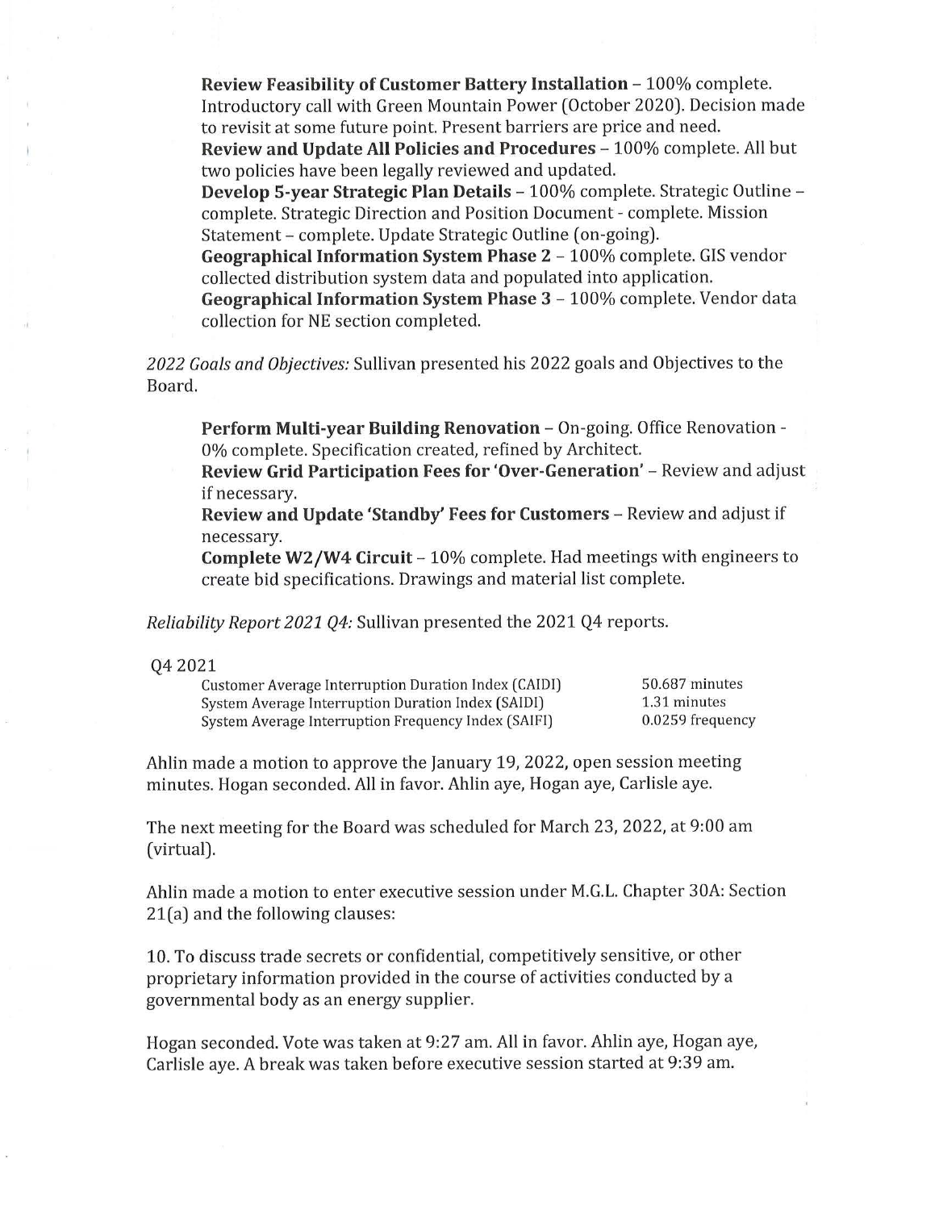**Review Feasibility of Customer Battery Installation** – 100% complete. Introductory call with Green Mountain Power (October 2020). Decision made to revisit at some future point. Present barriers are price and need.
**Review and Update All Policies and Procedures** – 100% complete. All but two policies have been legally reviewed and updated.
**Develop 5-year Strategic Plan Details** – 100% complete. Strategic Outline – complete. Strategic Direction and Position Document - complete. Mission Statement – complete. Update Strategic Outline (on-going).
**Geographical Information System Phase 2** – 100% complete. GIS vendor collected distribution system data and populated into application.
**Geographical Information System Phase 3** – 100% complete. Vendor data collection for NE section completed.

*2022 Goals and Objectives:* Sullivan presented his 2022 goals and Objectives to the Board.

**Perform Multi-year Building Renovation** – On-going. Office Renovation - 0% complete. Specification created, refined by Architect.
**Review Grid Participation Fees for 'Over-Generation'** – Review and adjust if necessary.
**Review and Update 'Standby' Fees for Customers** – Review and adjust if necessary.
**Complete W2/W4 Circuit** – 10% complete. Had meetings with engineers to create bid specifications. Drawings and material list complete.

*Reliability Report 2021 Q4:* Sullivan presented the 2021 Q4 reports.

Q4 2021

| | |
|---|---|
| Customer Average Interruption Duration Index (CAIDI) | 50.687 minutes |
| System Average Interruption Duration Index (SAIDI) | 1.31 minutes |
| System Average Interruption Frequency Index (SAIFI) | 0.0259 frequency |

Ahlin made a motion to approve the January 19, 2022, open session meeting minutes. Hogan seconded. All in favor. Ahlin aye, Hogan aye, Carlisle aye.

The next meeting for the Board was scheduled for March 23, 2022, at 9:00 am (virtual).

Ahlin made a motion to enter executive session under M.G.L. Chapter 30A: Section 21(a) and the following clauses:

10. To discuss trade secrets or confidential, competitively sensitive, or other proprietary information provided in the course of activities conducted by a governmental body as an energy supplier.

Hogan seconded. Vote was taken at 9:27 am. All in favor. Ahlin aye, Hogan aye, Carlisle aye. A break was taken before executive session started at 9:39 am.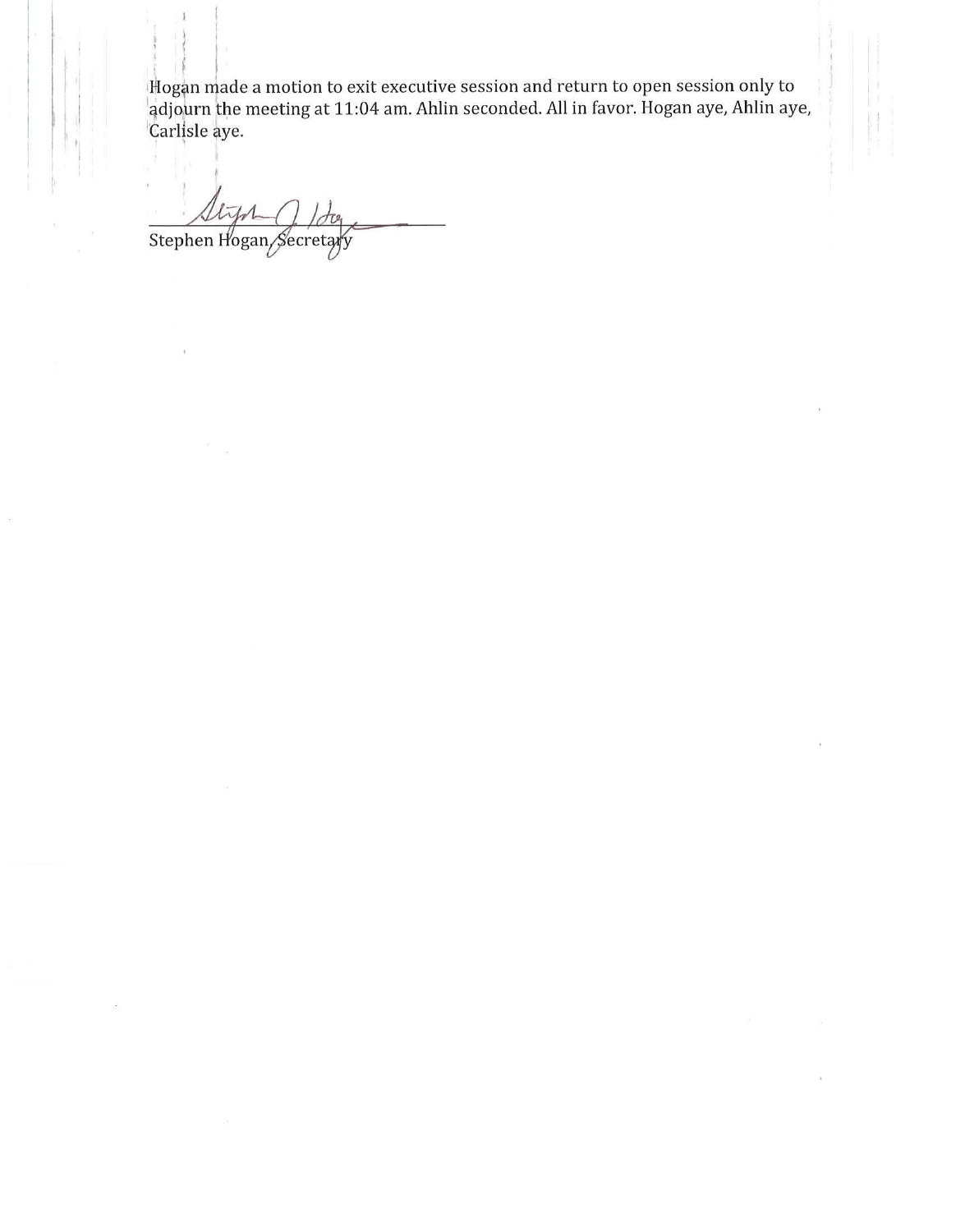Hogan made a motion to exit executive session and return to open session only to adjourn the meeting at 11:04 am. Ahlin seconded. All in favor. Hogan aye, Ahlin aye, Carlisle aye.

Stephen Hogan, Secretary